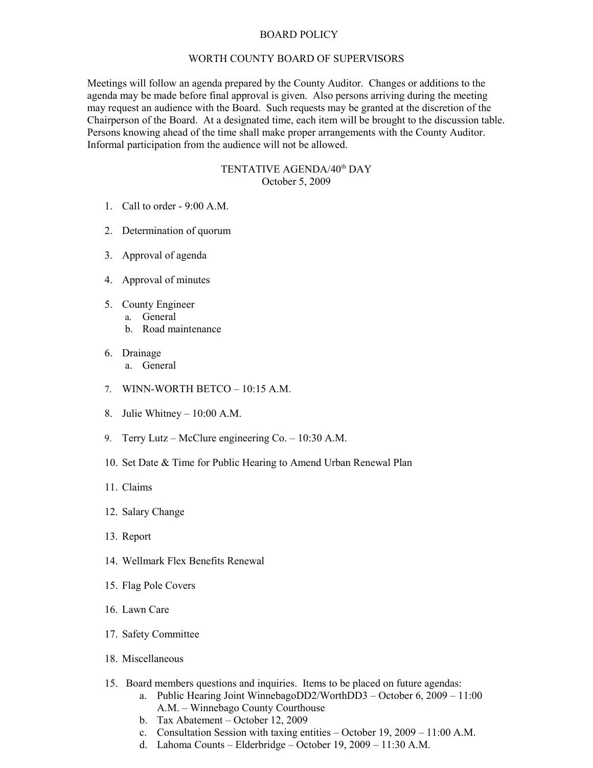# BOARD POLICY

## WORTH COUNTY BOARD OF SUPERVISORS

Meetings will follow an agenda prepared by the County Auditor. Changes or additions to the agenda may be made before final approval is given. Also persons arriving during the meeting may request an audience with the Board. Such requests may be granted at the discretion of the Chairperson of the Board. At a designated time, each item will be brought to the discussion table. Persons knowing ahead of the time shall make proper arrangements with the County Auditor. Informal participation from the audience will not be allowed.

## TENTATIVE AGENDA/40th DAY
October 5, 2009

1. Call to order - 9:00 A.M.

2. Determination of quorum

3. Approval of agenda

4. Approval of minutes

5. County Engineer
   a. General
   b. Road maintenance

6. Drainage
   a. General

7. WINN-WORTH BETCO – 10:15 A.M.

8. Julie Whitney – 10:00 A.M.

9. Terry Lutz – McClure engineering Co. – 10:30 A.M.

10. Set Date & Time for Public Hearing to Amend Urban Renewal Plan

11. Claims

12. Salary Change

13. Report

14. Wellmark Flex Benefits Renewal

15. Flag Pole Covers

16. Lawn Care

17. Safety Committee

18. Miscellaneous

15. Board members questions and inquiries. Items to be placed on future agendas:
    a. Public Hearing Joint WinnebagoDD2/WorthDD3 – October 6, 2009 – 11:00 A.M. – Winnebago County Courthouse
    b. Tax Abatement – October 12, 2009
    c. Consultation Session with taxing entities – October 19, 2009 – 11:00 A.M.
    d. Lahoma Counts – Elderbridge – October 19, 2009 – 11:30 A.M.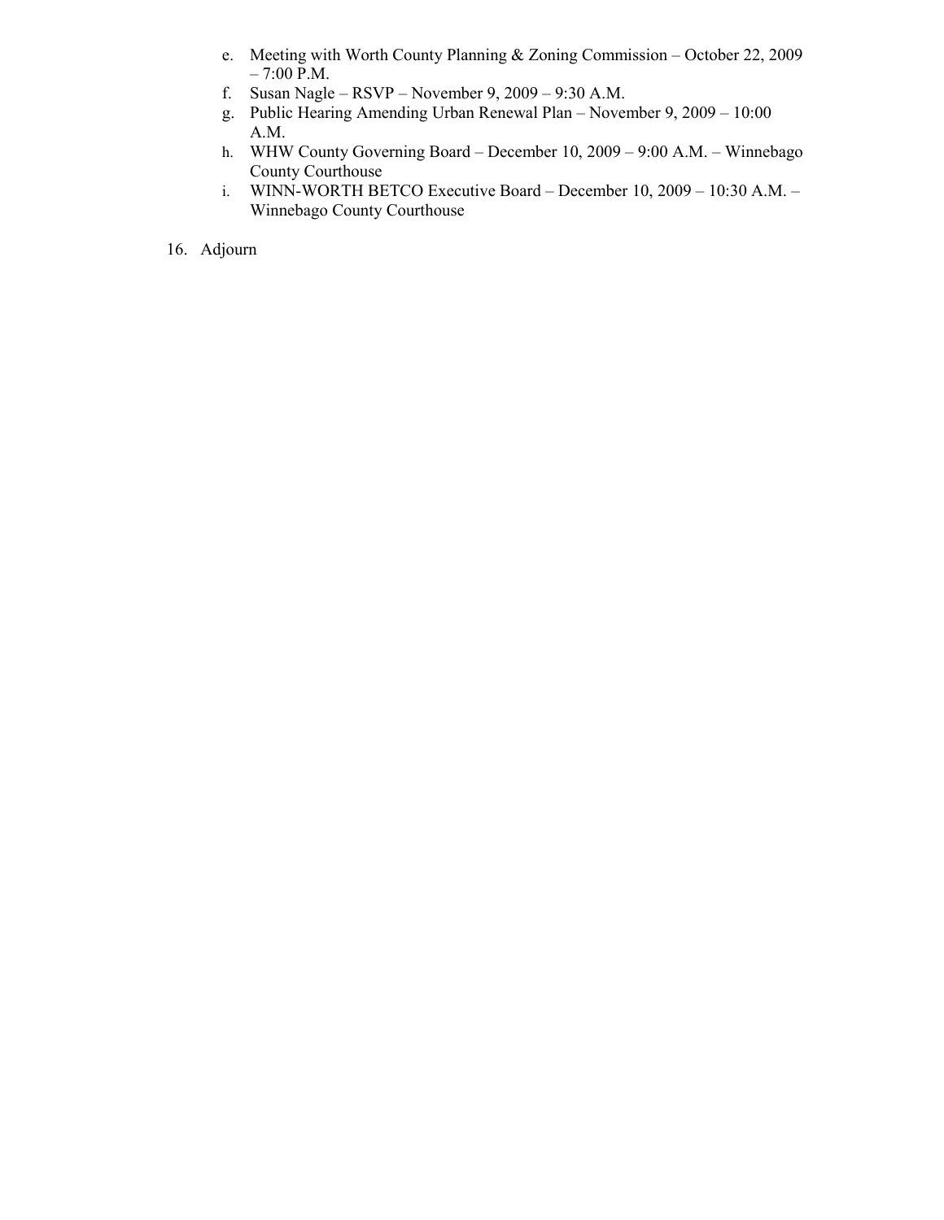e. Meeting with Worth County Planning & Zoning Commission – October 22, 2009 – 7:00 P.M.
   f. Susan Nagle – RSVP – November 9, 2009 – 9:30 A.M.
   g. Public Hearing Amending Urban Renewal Plan – November 9, 2009 – 10:00 A.M.
   h. WHW County Governing Board – December 10, 2009 – 9:00 A.M. – Winnebago County Courthouse
   i. WINN-WORTH BETCO Executive Board – December 10, 2009 – 10:30 A.M. – Winnebago County Courthouse

16. Adjourn